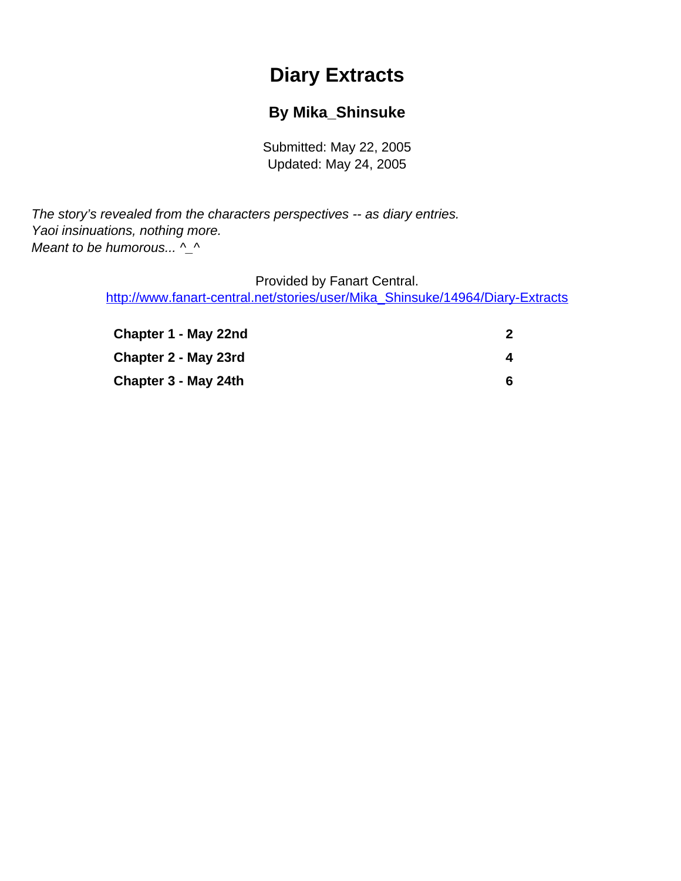# Diary Extracts

## By Mika_Shinsuke

Submitted: May 22, 2005
Updated: May 24, 2005

*The story's revealed from the characters perspectives -- as diary entries.*
*Yaoi insinuations, nothing more.*
*Meant to be humorous... ^_^*

Provided by Fanart Central.
[http://www.fanart-central.net/stories/user/Mika_Shinsuke/14964/Diary-Extracts](http://www.fanart-central.net/stories/user/Mika_Shinsuke/14964/Diary-Extracts)

| | |
|---|---|
| **Chapter 1 - May 22nd** | **2** |
| **Chapter 2 - May 23rd** | **4** |
| **Chapter 3 - May 24th** | **6** |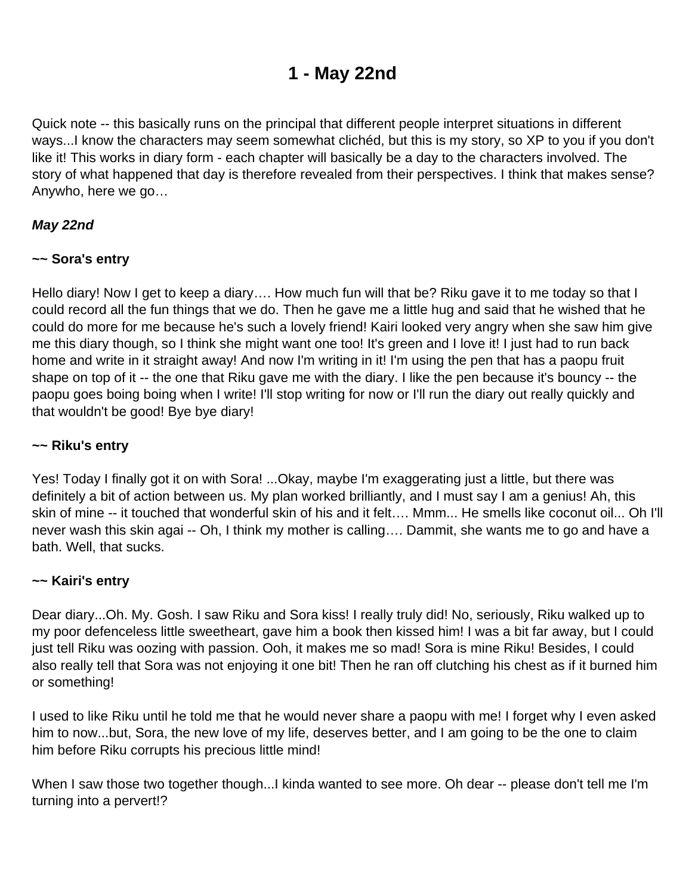# 1 - May 22nd

Quick note -- this basically runs on the principal that different people interpret situations in different ways...I know the characters may seem somewhat clichéd, but this is my story, so XP to you if you don't like it! This works in diary form - each chapter will basically be a day to the characters involved. The story of what happened that day is therefore revealed from their perspectives. I think that makes sense? Anywho, here we go…

***May 22nd***

**~~ Sora's entry**

Hello diary! Now I get to keep a diary…. How much fun will that be? Riku gave it to me today so that I could record all the fun things that we do. Then he gave me a little hug and said that he wished that he could do more for me because he's such a lovely friend! Kairi looked very angry when she saw him give me this diary though, so I think she might want one too! It's green and I love it! I just had to run back home and write in it straight away! And now I'm writing in it! I'm using the pen that has a paopu fruit shape on top of it -- the one that Riku gave me with the diary. I like the pen because it's bouncy -- the paopu goes boing boing when I write! I'll stop writing for now or I'll run the diary out really quickly and that wouldn't be good! Bye bye diary!

**~~ Riku's entry**

Yes! Today I finally got it on with Sora! ...Okay, maybe I'm exaggerating just a little, but there was definitely a bit of action between us. My plan worked brilliantly, and I must say I am a genius! Ah, this skin of mine -- it touched that wonderful skin of his and it felt…. Mmm... He smells like coconut oil... Oh I'll never wash this skin agai -- Oh, I think my mother is calling…. Dammit, she wants me to go and have a bath. Well, that sucks.

**~~ Kairi's entry**

Dear diary...Oh. My. Gosh. I saw Riku and Sora kiss! I really truly did! No, seriously, Riku walked up to my poor defenceless little sweetheart, gave him a book then kissed him! I was a bit far away, but I could just tell Riku was oozing with passion. Ooh, it makes me so mad! Sora is mine Riku! Besides, I could also really tell that Sora was not enjoying it one bit! Then he ran off clutching his chest as if it burned him or something!

I used to like Riku until he told me that he would never share a paopu with me! I forget why I even asked him to now...but, Sora, the new love of my life, deserves better, and I am going to be the one to claim him before Riku corrupts his precious little mind!

When I saw those two together though...I kinda wanted to see more. Oh dear -- please don't tell me I'm turning into a pervert!?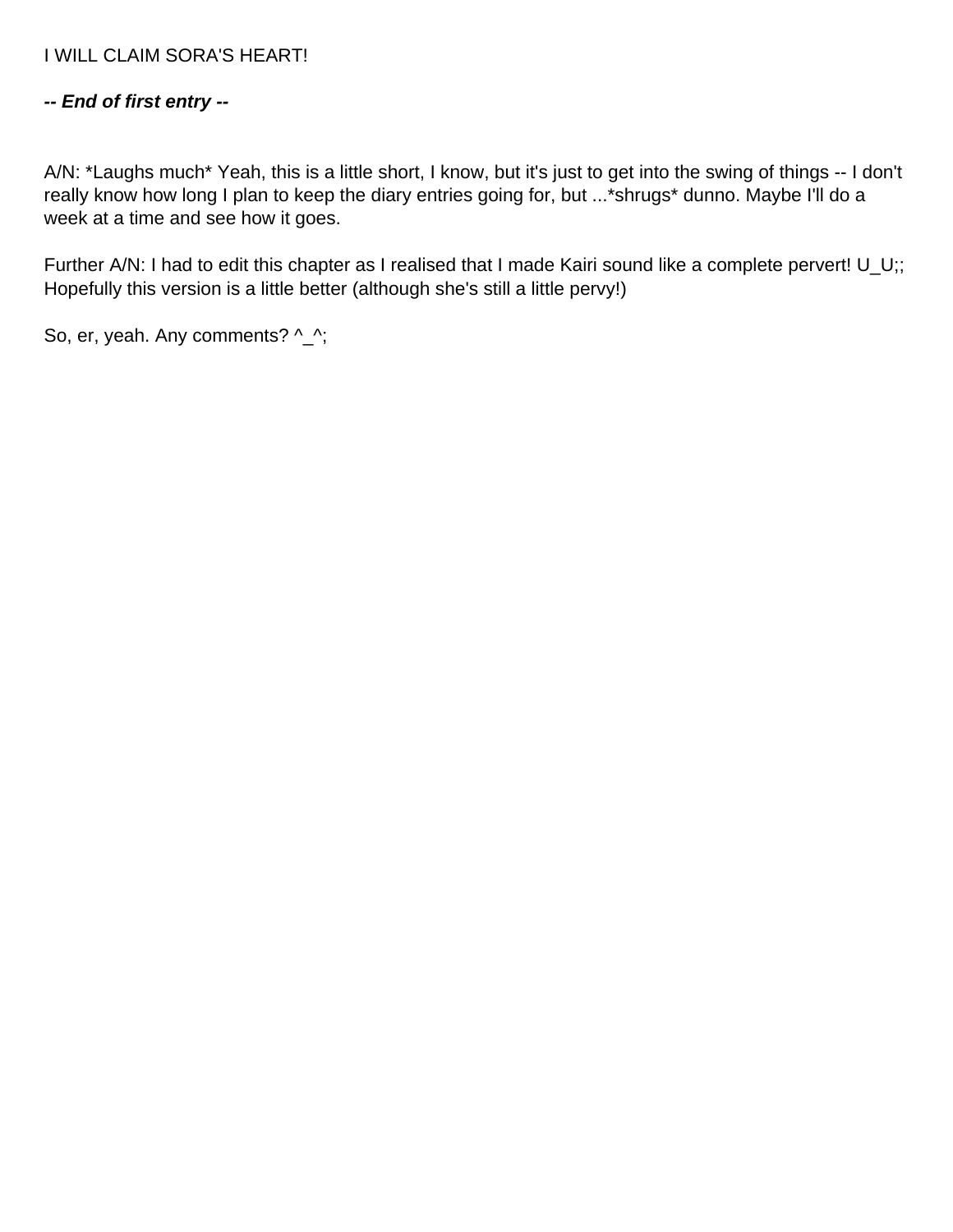I WILL CLAIM SORA'S HEART!

***-- End of first entry --***

A/N: *Laughs much* Yeah, this is a little short, I know, but it's just to get into the swing of things -- I don't really know how long I plan to keep the diary entries going for, but ...*shrugs* dunno. Maybe I'll do a week at a time and see how it goes.

Further A/N: I had to edit this chapter as I realised that I made Kairi sound like a complete pervert! U_U;; Hopefully this version is a little better (although she's still a little pervy!)

So, er, yeah. Any comments? ^_^;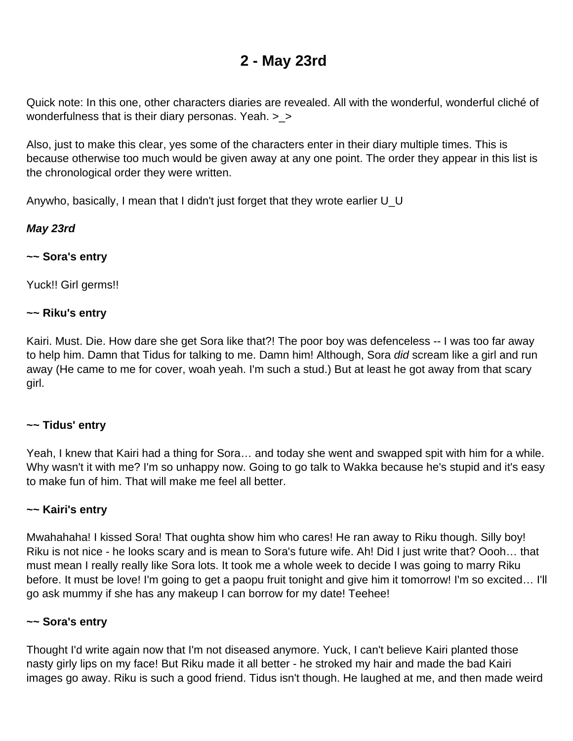# 2 - May 23rd

Quick note: In this one, other characters diaries are revealed. All with the wonderful, wonderful cliché of wonderfulness that is their diary personas. Yeah. >_>

Also, just to make this clear, yes some of the characters enter in their diary multiple times. This is because otherwise too much would be given away at any one point. The order they appear in this list is the chronological order they were written.

Anywho, basically, I mean that I didn't just forget that they wrote earlier U_U

***May 23rd***

**~~ Sora's entry**

Yuck!! Girl germs!!

**~~ Riku's entry**

Kairi. Must. Die. How dare she get Sora like that?! The poor boy was defenceless -- I was too far away to help him. Damn that Tidus for talking to me. Damn him! Although, Sora *did* scream like a girl and run away (He came to me for cover, woah yeah. I'm such a stud.) But at least he got away from that scary girl.

**~~ Tidus' entry**

Yeah, I knew that Kairi had a thing for Sora… and today she went and swapped spit with him for a while. Why wasn't it with me? I'm so unhappy now. Going to go talk to Wakka because he's stupid and it's easy to make fun of him. That will make me feel all better.

**~~ Kairi's entry**

Mwahahaha! I kissed Sora! That oughta show him who cares! He ran away to Riku though. Silly boy! Riku is not nice - he looks scary and is mean to Sora's future wife. Ah! Did I just write that? Oooh… that must mean I really really like Sora lots. It took me a whole week to decide I was going to marry Riku before. It must be love! I'm going to get a paopu fruit tonight and give him it tomorrow! I'm so excited… I'll go ask mummy if she has any makeup I can borrow for my date! Teehee!

**~~ Sora's entry**

Thought I'd write again now that I'm not diseased anymore. Yuck, I can't believe Kairi planted those nasty girly lips on my face! But Riku made it all better - he stroked my hair and made the bad Kairi images go away. Riku is such a good friend. Tidus isn't though. He laughed at me, and then made weird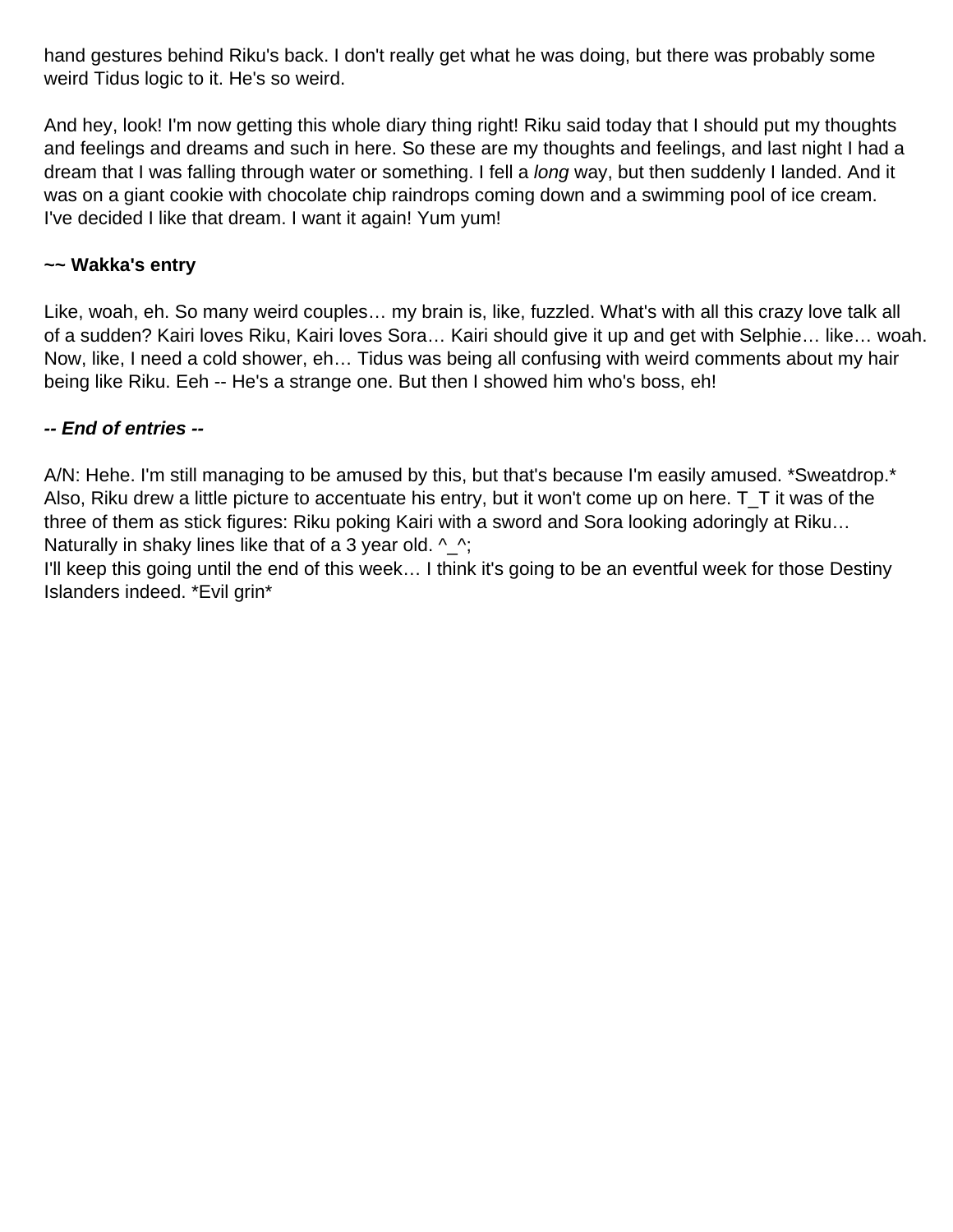hand gestures behind Riku's back. I don't really get what he was doing, but there was probably some weird Tidus logic to it. He's so weird.

And hey, look! I'm now getting this whole diary thing right! Riku said today that I should put my thoughts and feelings and dreams and such in here. So these are my thoughts and feelings, and last night I had a dream that I was falling through water or something. I fell a *long* way, but then suddenly I landed. And it was on a giant cookie with chocolate chip raindrops coming down and a swimming pool of ice cream. I've decided I like that dream. I want it again! Yum yum!

**~~ Wakka's entry**

Like, woah, eh. So many weird couples… my brain is, like, fuzzled. What's with all this crazy love talk all of a sudden? Kairi loves Riku, Kairi loves Sora… Kairi should give it up and get with Selphie… like… woah. Now, like, I need a cold shower, eh… Tidus was being all confusing with weird comments about my hair being like Riku. Eeh -- He's a strange one. But then I showed him who's boss, eh!

***-- End of entries --***

A/N: Hehe. I'm still managing to be amused by this, but that's because I'm easily amused. *Sweatdrop.* Also, Riku drew a little picture to accentuate his entry, but it won't come up on here. T_T it was of the three of them as stick figures: Riku poking Kairi with a sword and Sora looking adoringly at Riku… Naturally in shaky lines like that of a 3 year old. ^_^;
I'll keep this going until the end of this week… I think it's going to be an eventful week for those Destiny Islanders indeed. *Evil grin*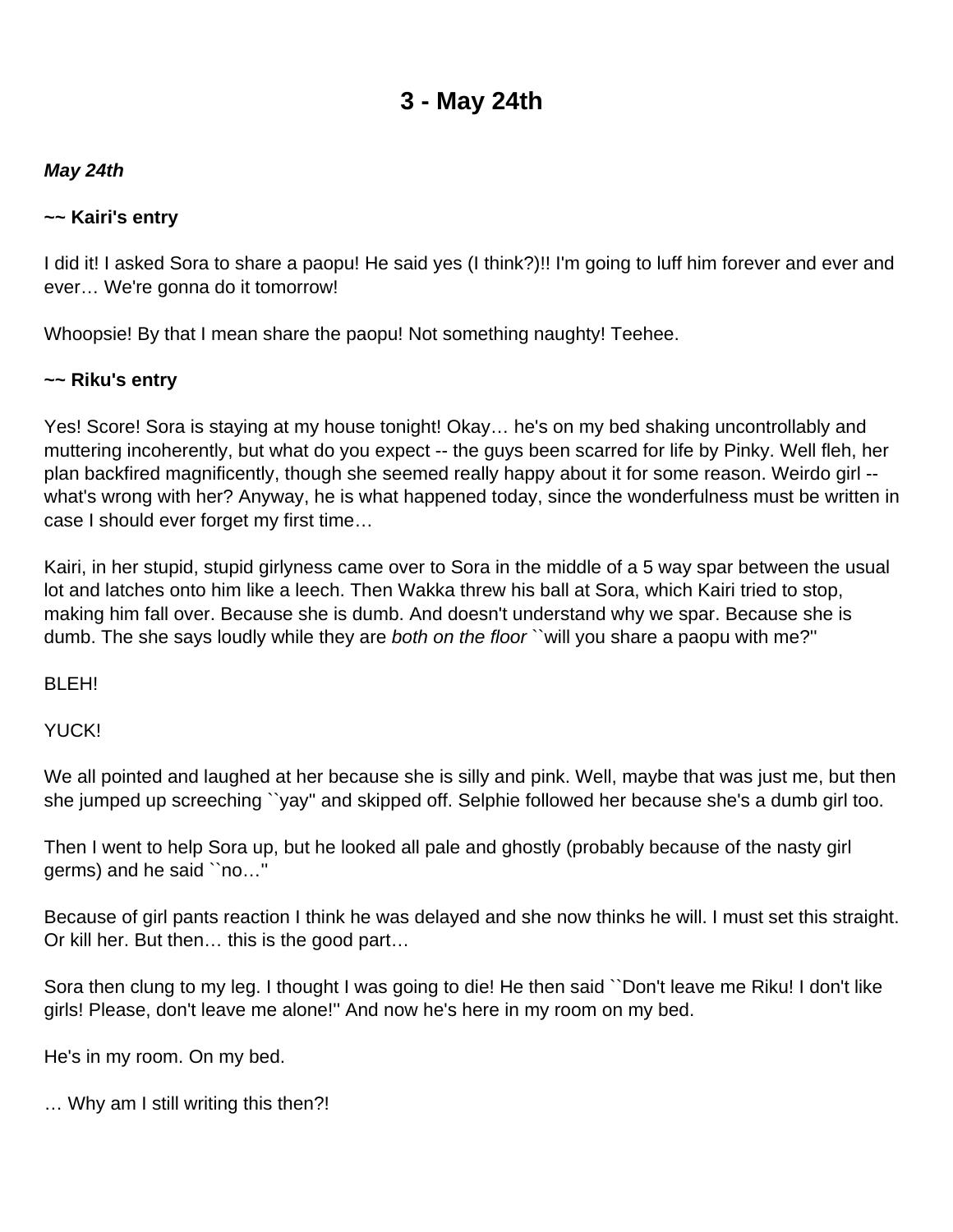# 3 - May 24th

***May 24th***

**~~ Kairi's entry**

I did it! I asked Sora to share a paopu! He said yes (I think?)!! I'm going to luff him forever and ever and ever… We're gonna do it tomorrow!

Whoopsie! By that I mean share the paopu! Not something naughty! Teehee.

**~~ Riku's entry**

Yes! Score! Sora is staying at my house tonight! Okay… he's on my bed shaking uncontrollably and muttering incoherently, but what do you expect -- the guys been scarred for life by Pinky. Well fleh, her plan backfired magnificently, though she seemed really happy about it for some reason. Weirdo girl -- what's wrong with her? Anyway, he is what happened today, since the wonderfulness must be written in case I should ever forget my first time…

Kairi, in her stupid, stupid girlyness came over to Sora in the middle of a 5 way spar between the usual lot and latches onto him like a leech. Then Wakka threw his ball at Sora, which Kairi tried to stop, making him fall over. Because she is dumb. And doesn't understand why we spar. Because she is dumb. The she says loudly while they are *both on the floor* ``will you share a paopu with me?''

BLEH!

YUCK!

We all pointed and laughed at her because she is silly and pink. Well, maybe that was just me, but then she jumped up screeching ``yay'' and skipped off. Selphie followed her because she's a dumb girl too.

Then I went to help Sora up, but he looked all pale and ghostly (probably because of the nasty girl germs) and he said ``no…''

Because of girl pants reaction I think he was delayed and she now thinks he will. I must set this straight. Or kill her. But then… this is the good part…

Sora then clung to my leg. I thought I was going to die! He then said ``Don't leave me Riku! I don't like girls! Please, don't leave me alone!'' And now he's here in my room on my bed.

He's in my room. On my bed.

… Why am I still writing this then?!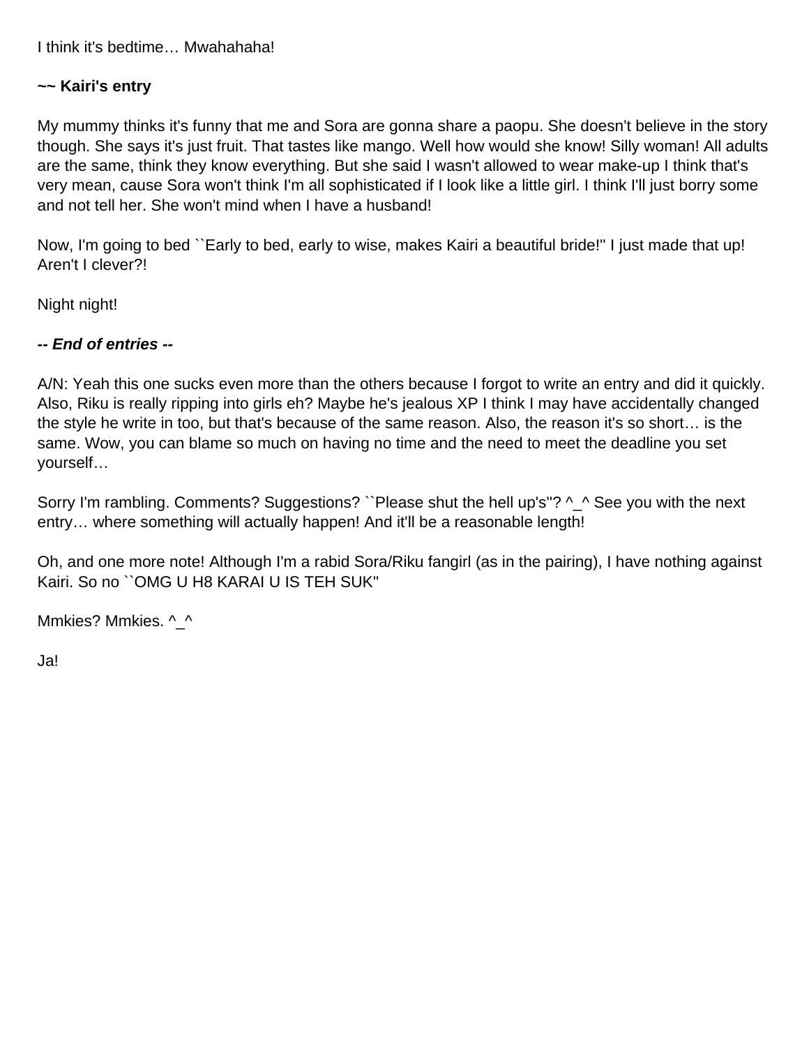I think it's bedtime… Mwahahaha!

**~~ Kairi's entry**

My mummy thinks it's funny that me and Sora are gonna share a paopu. She doesn't believe in the story though. She says it's just fruit. That tastes like mango. Well how would she know! Silly woman! All adults are the same, think they know everything. But she said I wasn't allowed to wear make-up I think that's very mean, cause Sora won't think I'm all sophisticated if I look like a little girl. I think I'll just borry some and not tell her. She won't mind when I have a husband!

Now, I'm going to bed ``Early to bed, early to wise, makes Kairi a beautiful bride!'' I just made that up! Aren't I clever?!

Night night!

***-- End of entries --***

A/N: Yeah this one sucks even more than the others because I forgot to write an entry and did it quickly. Also, Riku is really ripping into girls eh? Maybe he's jealous XP I think I may have accidentally changed the style he write in too, but that's because of the same reason. Also, the reason it's so short… is the same. Wow, you can blame so much on having no time and the need to meet the deadline you set yourself…

Sorry I'm rambling. Comments? Suggestions? ``Please shut the hell up's''? ^_^ See you with the next entry… where something will actually happen! And it'll be a reasonable length!

Oh, and one more note! Although I'm a rabid Sora/Riku fangirl (as in the pairing), I have nothing against Kairi. So no ``OMG U H8 KARAI U IS TEH SUK''

Mmkies? Mmkies. ^_^

Ja!